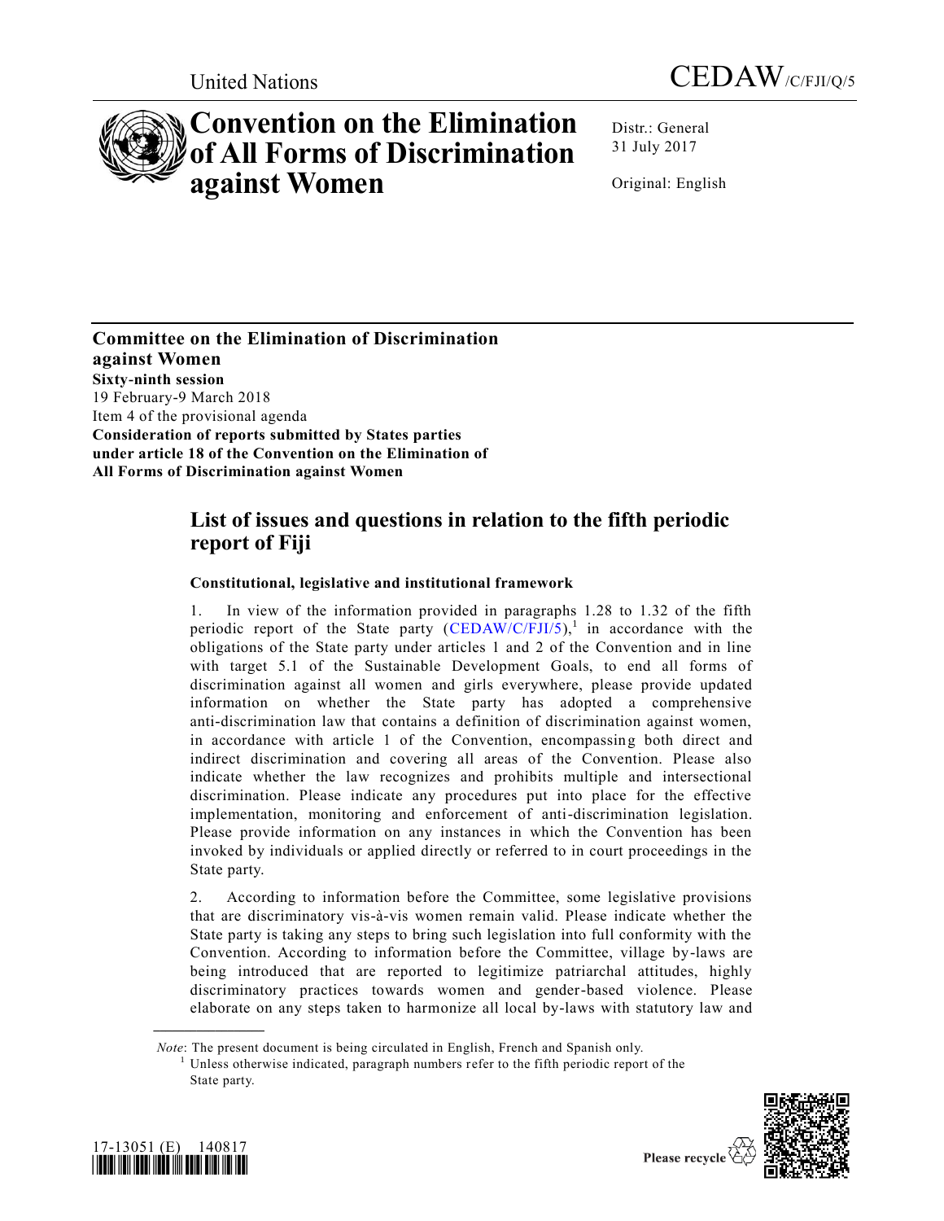United Nations

CEDAW/C/FJI/Q/5

# Convention on the Elimination of All Forms of Discrimination against Women

Distr.: General
31 July 2017

Original: English

**Committee on the Elimination of Discrimination against Women**
**Sixty-ninth session**
19 February-9 March 2018
Item 4 of the provisional agenda
**Consideration of reports submitted by States parties under article 18 of the Convention on the Elimination of All Forms of Discrimination against Women**

## List of issues and questions in relation to the fifth periodic report of Fiji

### Constitutional, legislative and institutional framework

1. In view of the information provided in paragraphs 1.28 to 1.32 of the fifth periodic report of the State party (CEDAW/C/FJI/5),[1] in accordance with the obligations of the State party under articles 1 and 2 of the Convention and in line with target 5.1 of the Sustainable Development Goals, to end all forms of discrimination against all women and girls everywhere, please provide updated information on whether the State party has adopted a comprehensive anti-discrimination law that contains a definition of discrimination against women, in accordance with article 1 of the Convention, encompassing both direct and indirect discrimination and covering all areas of the Convention. Please also indicate whether the law recognizes and prohibits multiple and intersectional discrimination. Please indicate any procedures put into place for the effective implementation, monitoring and enforcement of anti-discrimination legislation. Please provide information on any instances in which the Convention has been invoked by individuals or applied directly or referred to in court proceedings in the State party.

2. According to information before the Committee, some legislative provisions that are discriminatory vis-à-vis women remain valid. Please indicate whether the State party is taking any steps to bring such legislation into full conformity with the Convention. According to information before the Committee, village by-laws are being introduced that are reported to legitimize patriarchal attitudes, highly discriminatory practices towards women and gender-based violence. Please elaborate on any steps taken to harmonize all local by-laws with statutory law and

*Note*: The present document is being circulated in English, French and Spanish only.

[1] Unless otherwise indicated, paragraph numbers refer to the fifth periodic report of the State party.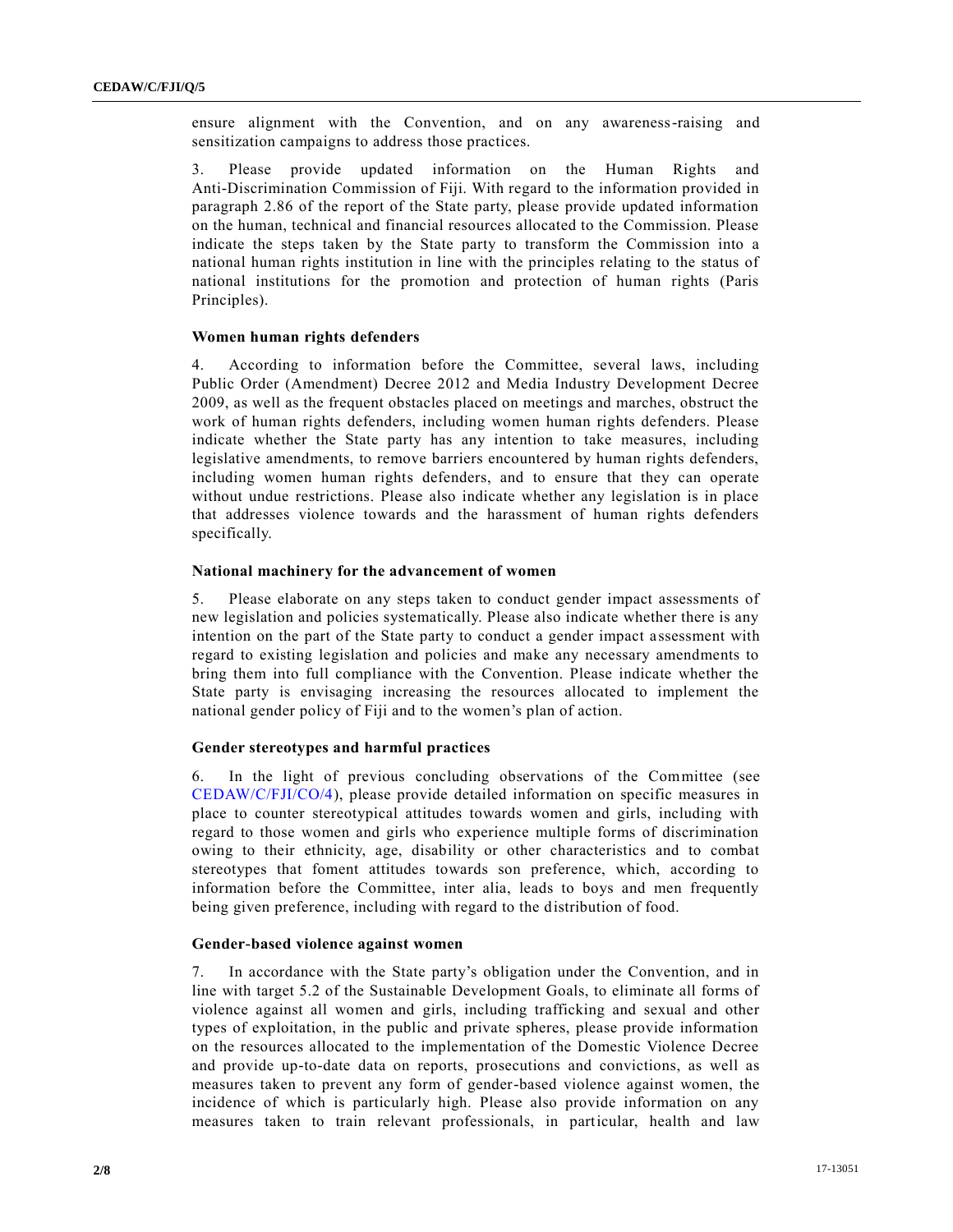ensure alignment with the Convention, and on any awareness-raising and sensitization campaigns to address those practices.

3. Please provide updated information on the Human Rights and Anti-Discrimination Commission of Fiji. With regard to the information provided in paragraph 2.86 of the report of the State party, please provide updated information on the human, technical and financial resources allocated to the Commission. Please indicate the steps taken by the State party to transform the Commission into a national human rights institution in line with the principles relating to the status of national institutions for the promotion and protection of human rights (Paris Principles).

### Women human rights defenders

4. According to information before the Committee, several laws, including Public Order (Amendment) Decree 2012 and Media Industry Development Decree 2009, as well as the frequent obstacles placed on meetings and marches, obstruct the work of human rights defenders, including women human rights defenders. Please indicate whether the State party has any intention to take measures, including legislative amendments, to remove barriers encountered by human rights defenders, including women human rights defenders, and to ensure that they can operate without undue restrictions. Please also indicate whether any legislation is in place that addresses violence towards and the harassment of human rights defenders specifically.

### National machinery for the advancement of women

5. Please elaborate on any steps taken to conduct gender impact assessments of new legislation and policies systematically. Please also indicate whether there is any intention on the part of the State party to conduct a gender impact assessment with regard to existing legislation and policies and make any necessary amendments to bring them into full compliance with the Convention. Please indicate whether the State party is envisaging increasing the resources allocated to implement the national gender policy of Fiji and to the women's plan of action.

### Gender stereotypes and harmful practices

6. In the light of previous concluding observations of the Committee (see CEDAW/C/FJI/CO/4), please provide detailed information on specific measures in place to counter stereotypical attitudes towards women and girls, including with regard to those women and girls who experience multiple forms of discrimination owing to their ethnicity, age, disability or other characteristics and to combat stereotypes that foment attitudes towards son preference, which, according to information before the Committee, inter alia, leads to boys and men frequently being given preference, including with regard to the distribution of food.

### Gender-based violence against women

7. In accordance with the State party's obligation under the Convention, and in line with target 5.2 of the Sustainable Development Goals, to eliminate all forms of violence against all women and girls, including trafficking and sexual and other types of exploitation, in the public and private spheres, please provide information on the resources allocated to the implementation of the Domestic Violence Decree and provide up-to-date data on reports, prosecutions and convictions, as well as measures taken to prevent any form of gender-based violence against women, the incidence of which is particularly high. Please also provide information on any measures taken to train relevant professionals, in particular, health and law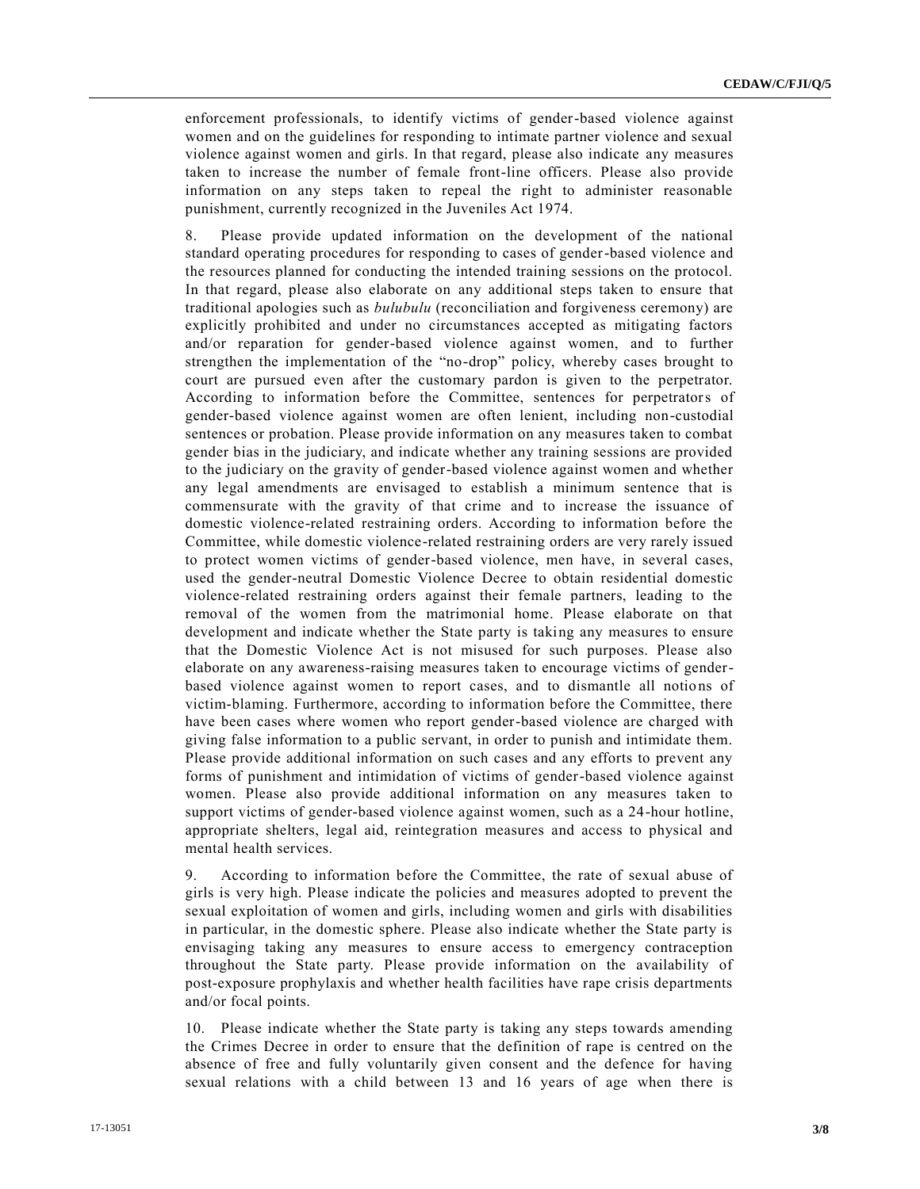enforcement professionals, to identify victims of gender-based violence against women and on the guidelines for responding to intimate partner violence and sexual violence against women and girls. In that regard, please also indicate any measures taken to increase the number of female front-line officers. Please also provide information on any steps taken to repeal the right to administer reasonable punishment, currently recognized in the Juveniles Act 1974.

8. Please provide updated information on the development of the national standard operating procedures for responding to cases of gender-based violence and the resources planned for conducting the intended training sessions on the protocol. In that regard, please also elaborate on any additional steps taken to ensure that traditional apologies such as *bulubulu* (reconciliation and forgiveness ceremony) are explicitly prohibited and under no circumstances accepted as mitigating factors and/or reparation for gender-based violence against women, and to further strengthen the implementation of the "no-drop" policy, whereby cases brought to court are pursued even after the customary pardon is given to the perpetrator. According to information before the Committee, sentences for perpetrators of gender-based violence against women are often lenient, including non-custodial sentences or probation. Please provide information on any measures taken to combat gender bias in the judiciary, and indicate whether any training sessions are provided to the judiciary on the gravity of gender-based violence against women and whether any legal amendments are envisaged to establish a minimum sentence that is commensurate with the gravity of that crime and to increase the issuance of domestic violence-related restraining orders. According to information before the Committee, while domestic violence-related restraining orders are very rarely issued to protect women victims of gender-based violence, men have, in several cases, used the gender-neutral Domestic Violence Decree to obtain residential domestic violence-related restraining orders against their female partners, leading to the removal of the women from the matrimonial home. Please elaborate on that development and indicate whether the State party is taking any measures to ensure that the Domestic Violence Act is not misused for such purposes. Please also elaborate on any awareness-raising measures taken to encourage victims of gender-based violence against women to report cases, and to dismantle all notions of victim-blaming. Furthermore, according to information before the Committee, there have been cases where women who report gender-based violence are charged with giving false information to a public servant, in order to punish and intimidate them. Please provide additional information on such cases and any efforts to prevent any forms of punishment and intimidation of victims of gender-based violence against women. Please also provide additional information on any measures taken to support victims of gender-based violence against women, such as a 24-hour hotline, appropriate shelters, legal aid, reintegration measures and access to physical and mental health services.

9. According to information before the Committee, the rate of sexual abuse of girls is very high. Please indicate the policies and measures adopted to prevent the sexual exploitation of women and girls, including women and girls with disabilities in particular, in the domestic sphere. Please also indicate whether the State party is envisaging taking any measures to ensure access to emergency contraception throughout the State party. Please provide information on the availability of post-exposure prophylaxis and whether health facilities have rape crisis departments and/or focal points.

10. Please indicate whether the State party is taking any steps towards amending the Crimes Decree in order to ensure that the definition of rape is centred on the absence of free and fully voluntarily given consent and the defence for having sexual relations with a child between 13 and 16 years of age when there is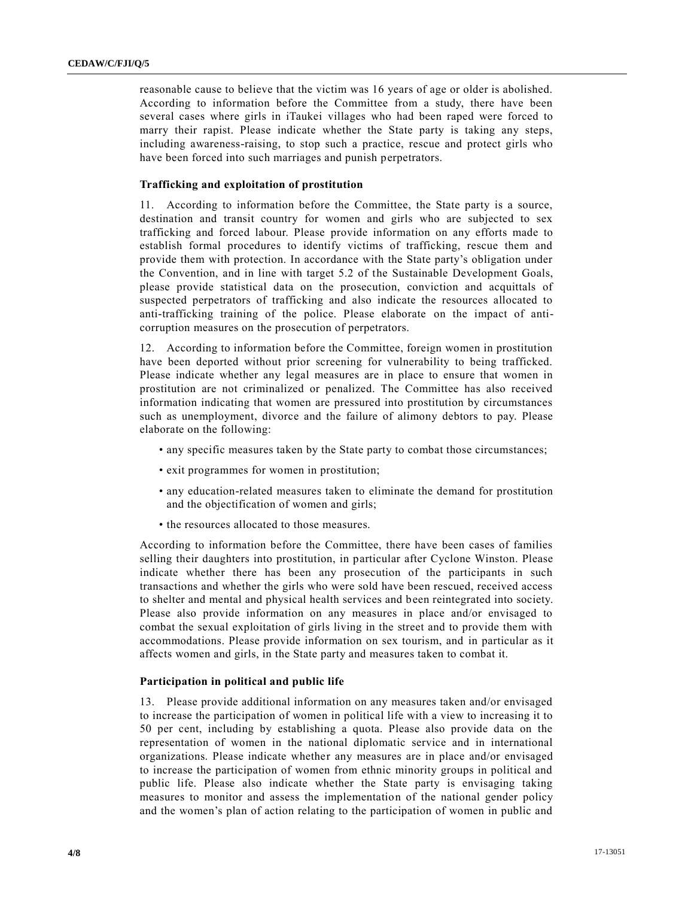reasonable cause to believe that the victim was 16 years of age or older is abolished. According to information before the Committee from a study, there have been several cases where girls in iTaukei villages who had been raped were forced to marry their rapist. Please indicate whether the State party is taking any steps, including awareness-raising, to stop such a practice, rescue and protect girls who have been forced into such marriages and punish perpetrators.

### Trafficking and exploitation of prostitution

11. According to information before the Committee, the State party is a source, destination and transit country for women and girls who are subjected to sex trafficking and forced labour. Please provide information on any efforts made to establish formal procedures to identify victims of trafficking, rescue them and provide them with protection. In accordance with the State party's obligation under the Convention, and in line with target 5.2 of the Sustainable Development Goals, please provide statistical data on the prosecution, conviction and acquittals of suspected perpetrators of trafficking and also indicate the resources allocated to anti-trafficking training of the police. Please elaborate on the impact of anti-corruption measures on the prosecution of perpetrators.

12. According to information before the Committee, foreign women in prostitution have been deported without prior screening for vulnerability to being trafficked. Please indicate whether any legal measures are in place to ensure that women in prostitution are not criminalized or penalized. The Committee has also received information indicating that women are pressured into prostitution by circumstances such as unemployment, divorce and the failure of alimony debtors to pay. Please elaborate on the following:

- any specific measures taken by the State party to combat those circumstances;
- exit programmes for women in prostitution;
- any education-related measures taken to eliminate the demand for prostitution and the objectification of women and girls;
- the resources allocated to those measures.

According to information before the Committee, there have been cases of families selling their daughters into prostitution, in particular after Cyclone Winston. Please indicate whether there has been any prosecution of the participants in such transactions and whether the girls who were sold have been rescued, received access to shelter and mental and physical health services and been reintegrated into society. Please also provide information on any measures in place and/or envisaged to combat the sexual exploitation of girls living in the street and to provide them with accommodations. Please provide information on sex tourism, and in particular as it affects women and girls, in the State party and measures taken to combat it.

### Participation in political and public life

13. Please provide additional information on any measures taken and/or envisaged to increase the participation of women in political life with a view to increasing it to 50 per cent, including by establishing a quota. Please also provide data on the representation of women in the national diplomatic service and in international organizations. Please indicate whether any measures are in place and/or envisaged to increase the participation of women from ethnic minority groups in political and public life. Please also indicate whether the State party is envisaging taking measures to monitor and assess the implementation of the national gender policy and the women's plan of action relating to the participation of women in public and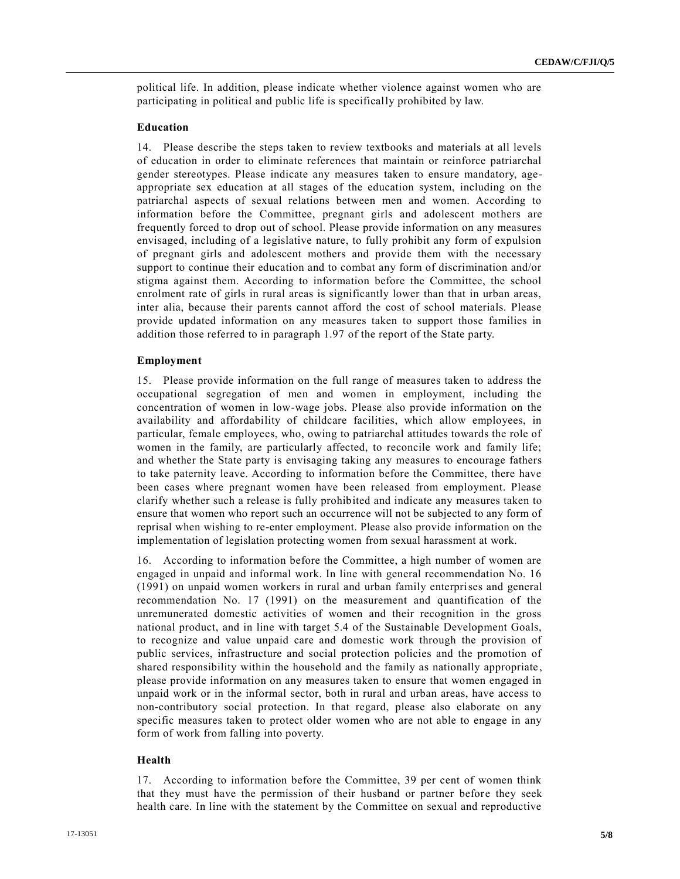political life. In addition, please indicate whether violence against women who are participating in political and public life is specifically prohibited by law.

### Education

14. Please describe the steps taken to review textbooks and materials at all levels of education in order to eliminate references that maintain or reinforce patriarchal gender stereotypes. Please indicate any measures taken to ensure mandatory, age-appropriate sex education at all stages of the education system, including on the patriarchal aspects of sexual relations between men and women. According to information before the Committee, pregnant girls and adolescent mothers are frequently forced to drop out of school. Please provide information on any measures envisaged, including of a legislative nature, to fully prohibit any form of expulsion of pregnant girls and adolescent mothers and provide them with the necessary support to continue their education and to combat any form of discrimination and/or stigma against them. According to information before the Committee, the school enrolment rate of girls in rural areas is significantly lower than that in urban areas, inter alia, because their parents cannot afford the cost of school materials. Please provide updated information on any measures taken to support those families in addition those referred to in paragraph 1.97 of the report of the State party.

### Employment

15. Please provide information on the full range of measures taken to address the occupational segregation of men and women in employment, including the concentration of women in low-wage jobs. Please also provide information on the availability and affordability of childcare facilities, which allow employees, in particular, female employees, who, owing to patriarchal attitudes towards the role of women in the family, are particularly affected, to reconcile work and family life; and whether the State party is envisaging taking any measures to encourage fathers to take paternity leave. According to information before the Committee, there have been cases where pregnant women have been released from employment. Please clarify whether such a release is fully prohibited and indicate any measures taken to ensure that women who report such an occurrence will not be subjected to any form of reprisal when wishing to re-enter employment. Please also provide information on the implementation of legislation protecting women from sexual harassment at work.

16. According to information before the Committee, a high number of women are engaged in unpaid and informal work. In line with general recommendation No. 16 (1991) on unpaid women workers in rural and urban family enterprises and general recommendation No. 17 (1991) on the measurement and quantification of the unremunerated domestic activities of women and their recognition in the gross national product, and in line with target 5.4 of the Sustainable Development Goals, to recognize and value unpaid care and domestic work through the provision of public services, infrastructure and social protection policies and the promotion of shared responsibility within the household and the family as nationally appropriate, please provide information on any measures taken to ensure that women engaged in unpaid work or in the informal sector, both in rural and urban areas, have access to non-contributory social protection. In that regard, please also elaborate on any specific measures taken to protect older women who are not able to engage in any form of work from falling into poverty.

### Health

17. According to information before the Committee, 39 per cent of women think that they must have the permission of their husband or partner before they seek health care. In line with the statement by the Committee on sexual and reproductive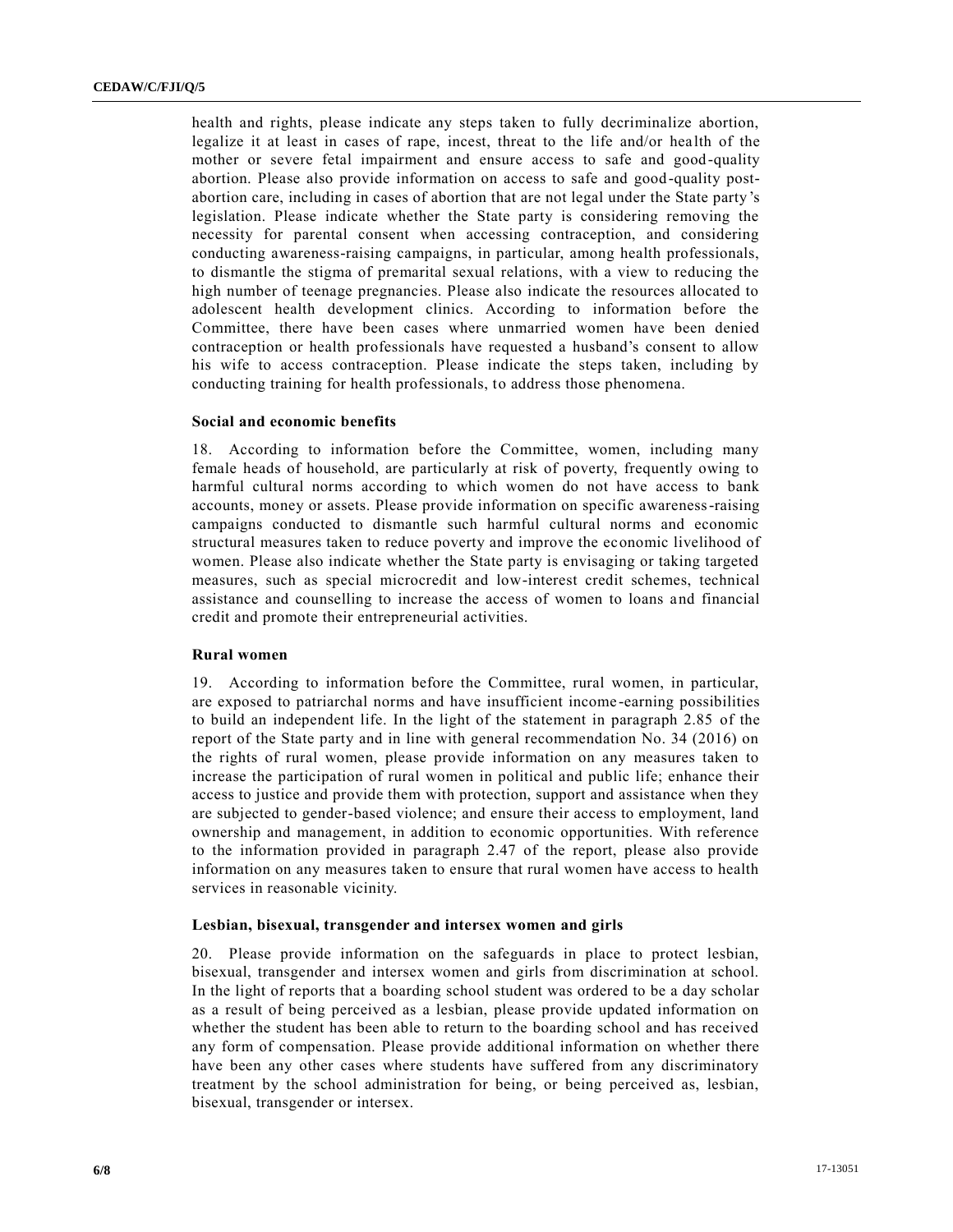health and rights, please indicate any steps taken to fully decriminalize abortion, legalize it at least in cases of rape, incest, threat to the life and/or health of the mother or severe fetal impairment and ensure access to safe and good-quality abortion. Please also provide information on access to safe and good-quality post-abortion care, including in cases of abortion that are not legal under the State party's legislation. Please indicate whether the State party is considering removing the necessity for parental consent when accessing contraception, and considering conducting awareness-raising campaigns, in particular, among health professionals, to dismantle the stigma of premarital sexual relations, with a view to reducing the high number of teenage pregnancies. Please also indicate the resources allocated to adolescent health development clinics. According to information before the Committee, there have been cases where unmarried women have been denied contraception or health professionals have requested a husband's consent to allow his wife to access contraception. Please indicate the steps taken, including by conducting training for health professionals, to address those phenomena.

### Social and economic benefits

18. According to information before the Committee, women, including many female heads of household, are particularly at risk of poverty, frequently owing to harmful cultural norms according to which women do not have access to bank accounts, money or assets. Please provide information on specific awareness-raising campaigns conducted to dismantle such harmful cultural norms and economic structural measures taken to reduce poverty and improve the economic livelihood of women. Please also indicate whether the State party is envisaging or taking targeted measures, such as special microcredit and low-interest credit schemes, technical assistance and counselling to increase the access of women to loans and financial credit and promote their entrepreneurial activities.

### Rural women

19. According to information before the Committee, rural women, in particular, are exposed to patriarchal norms and have insufficient income-earning possibilities to build an independent life. In the light of the statement in paragraph 2.85 of the report of the State party and in line with general recommendation No. 34 (2016) on the rights of rural women, please provide information on any measures taken to increase the participation of rural women in political and public life; enhance their access to justice and provide them with protection, support and assistance when they are subjected to gender-based violence; and ensure their access to employment, land ownership and management, in addition to economic opportunities. With reference to the information provided in paragraph 2.47 of the report, please also provide information on any measures taken to ensure that rural women have access to health services in reasonable vicinity.

### Lesbian, bisexual, transgender and intersex women and girls

20. Please provide information on the safeguards in place to protect lesbian, bisexual, transgender and intersex women and girls from discrimination at school. In the light of reports that a boarding school student was ordered to be a day scholar as a result of being perceived as a lesbian, please provide updated information on whether the student has been able to return to the boarding school and has received any form of compensation. Please provide additional information on whether there have been any other cases where students have suffered from any discriminatory treatment by the school administration for being, or being perceived as, lesbian, bisexual, transgender or intersex.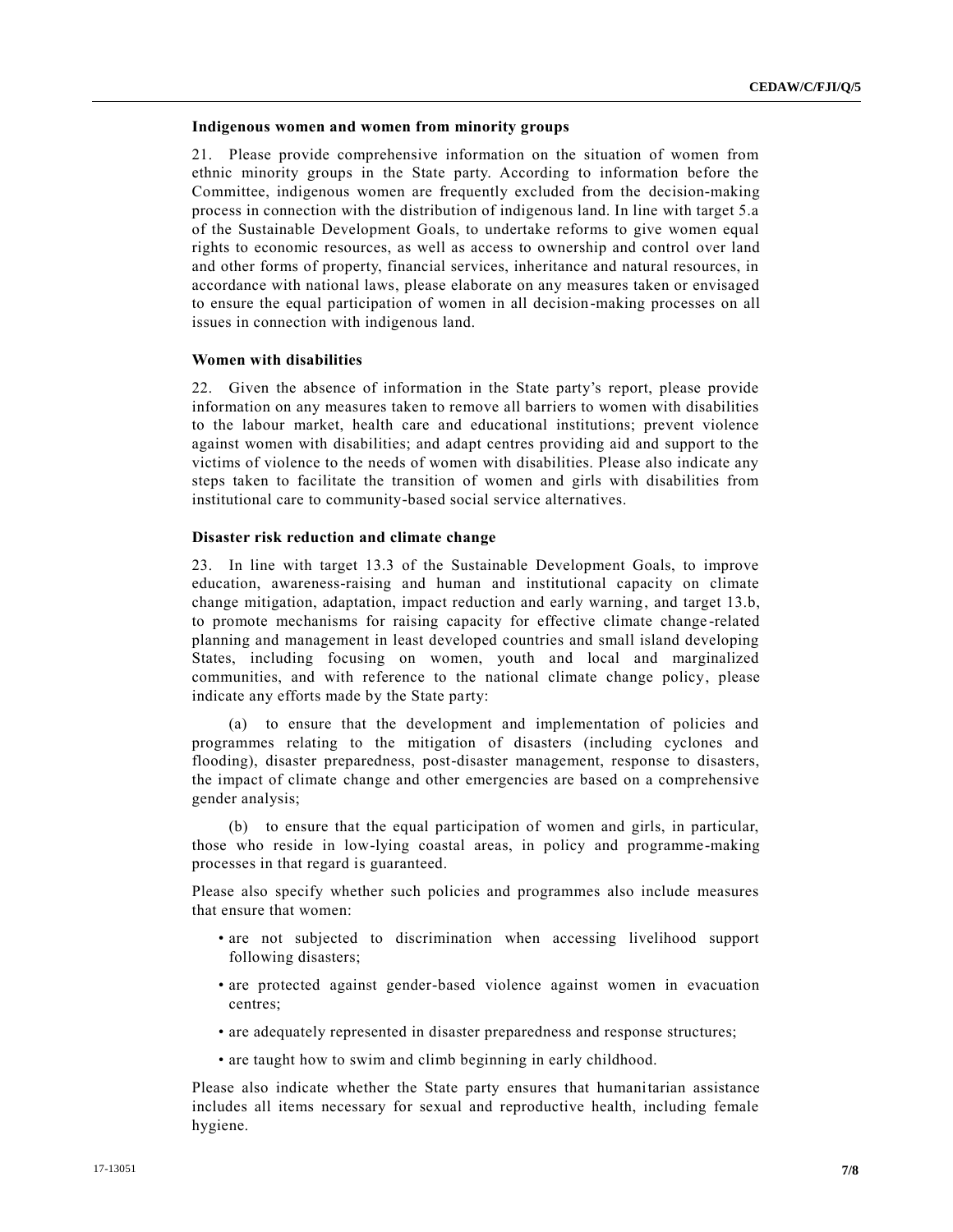### Indigenous women and women from minority groups

21. Please provide comprehensive information on the situation of women from ethnic minority groups in the State party. According to information before the Committee, indigenous women are frequently excluded from the decision-making process in connection with the distribution of indigenous land. In line with target 5.a of the Sustainable Development Goals, to undertake reforms to give women equal rights to economic resources, as well as access to ownership and control over land and other forms of property, financial services, inheritance and natural resources, in accordance with national laws, please elaborate on any measures taken or envisaged to ensure the equal participation of women in all decision-making processes on all issues in connection with indigenous land.

### Women with disabilities

22. Given the absence of information in the State party's report, please provide information on any measures taken to remove all barriers to women with disabilities to the labour market, health care and educational institutions; prevent violence against women with disabilities; and adapt centres providing aid and support to the victims of violence to the needs of women with disabilities. Please also indicate any steps taken to facilitate the transition of women and girls with disabilities from institutional care to community-based social service alternatives.

### Disaster risk reduction and climate change

23. In line with target 13.3 of the Sustainable Development Goals, to improve education, awareness-raising and human and institutional capacity on climate change mitigation, adaptation, impact reduction and early warning, and target 13.b, to promote mechanisms for raising capacity for effective climate change-related planning and management in least developed countries and small island developing States, including focusing on women, youth and local and marginalized communities, and with reference to the national climate change policy, please indicate any efforts made by the State party:

(a) to ensure that the development and implementation of policies and programmes relating to the mitigation of disasters (including cyclones and flooding), disaster preparedness, post-disaster management, response to disasters, the impact of climate change and other emergencies are based on a comprehensive gender analysis;

(b) to ensure that the equal participation of women and girls, in particular, those who reside in low-lying coastal areas, in policy and programme-making processes in that regard is guaranteed.

Please also specify whether such policies and programmes also include measures that ensure that women:

- are not subjected to discrimination when accessing livelihood support following disasters;
- are protected against gender-based violence against women in evacuation centres;
- are adequately represented in disaster preparedness and response structures;
- are taught how to swim and climb beginning in early childhood.

Please also indicate whether the State party ensures that humanitarian assistance includes all items necessary for sexual and reproductive health, including female hygiene.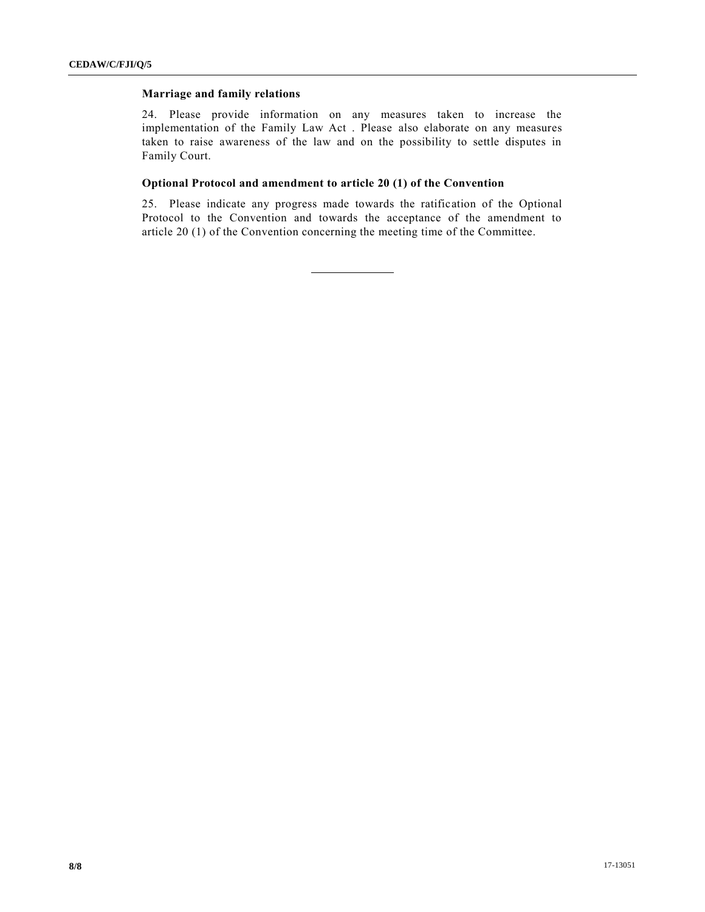### Marriage and family relations

24. Please provide information on any measures taken to increase the implementation of the Family Law Act . Please also elaborate on any measures taken to raise awareness of the law and on the possibility to settle disputes in Family Court.

### Optional Protocol and amendment to article 20 (1) of the Convention

25. Please indicate any progress made towards the ratification of the Optional Protocol to the Convention and towards the acceptance of the amendment to article 20 (1) of the Convention concerning the meeting time of the Committee.